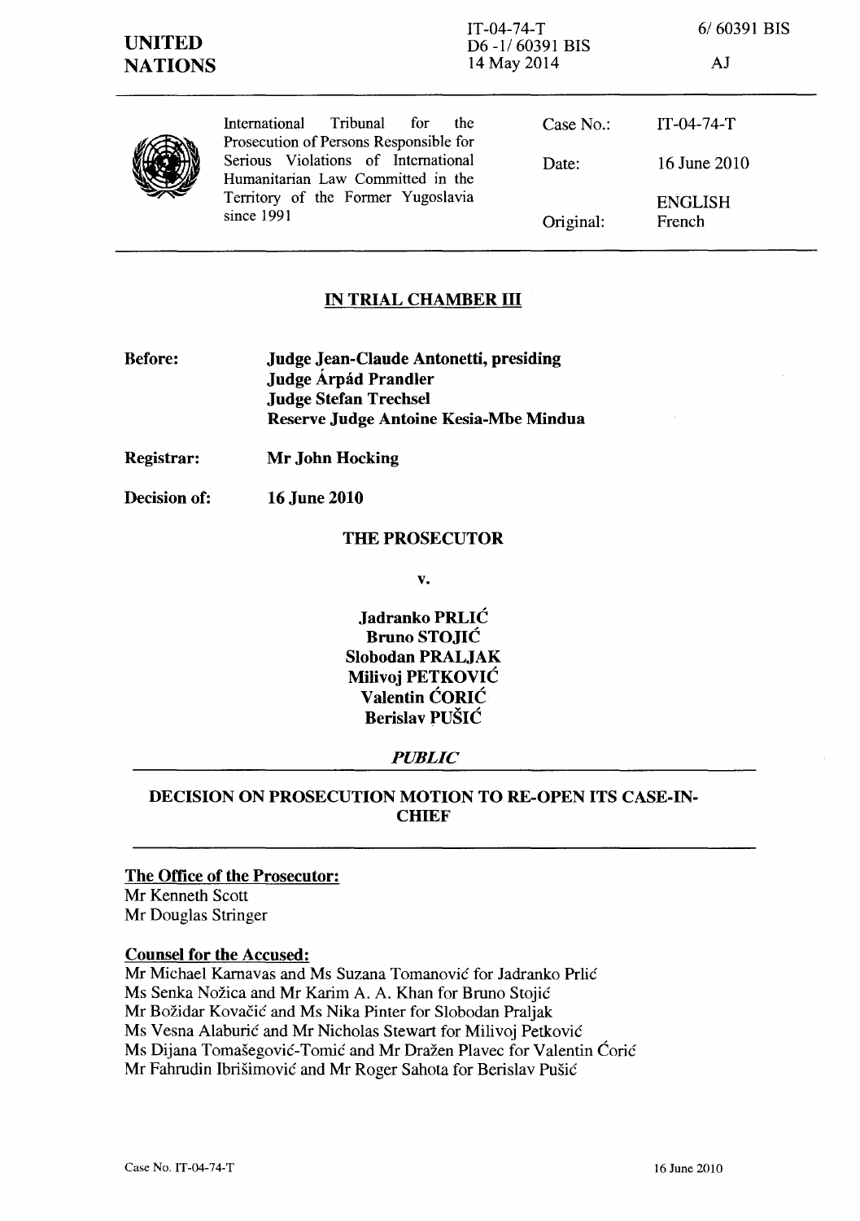UNITED NATIONS

IT-04-74-T
D6 -1/ 60391 BIS
14 May 2014

6/ 60391 BIS

AJ

International Tribunal for the Prosecution of Persons Responsible for Serious Violations of International Humanitarian Law Committed in the Territory of the Former Yugoslavia since 1991

| | |
|---|---|
| Case No.: | IT-04-74-T |
| Date: | 16 June 2010 |
| Original: | ENGLISH French |

## IN TRIAL CHAMBER III

**Before:** **Judge Jean-Claude Antonetti, presiding**
**Judge Árpád Prandler**
**Judge Stefan Trechsel**
**Reserve Judge Antoine Kesia-Mbe Mindua**

**Registrar:** **Mr John Hocking**

**Decision of:** **16 June 2010**

**THE PROSECUTOR**

**v.**

**Jadranko PRLIĆ**
**Bruno STOJIĆ**
**Slobodan PRALJAK**
**Milivoj PETKOVIĆ**
**Valentin ĆORIĆ**
**Berislav PUŠIĆ**

***PUBLIC***

## DECISION ON PROSECUTION MOTION TO RE-OPEN ITS CASE-IN-CHIEF

**The Office of the Prosecutor:**
Mr Kenneth Scott
Mr Douglas Stringer

**Counsel for the Accused:**
Mr Michael Karnavas and Ms Suzana Tomanović for Jadranko Prlić
Ms Senka Nožica and Mr Karim A. A. Khan for Bruno Stojić
Mr Božidar Kovačić and Ms Nika Pinter for Slobodan Praljak
Ms Vesna Alaburić and Mr Nicholas Stewart for Milivoj Petković
Ms Dijana Tomašegović-Tomić and Mr Dražen Plavec for Valentin Ćorić
Mr Fahrudin Ibrišimović and Mr Roger Sahota for Berislav Pušić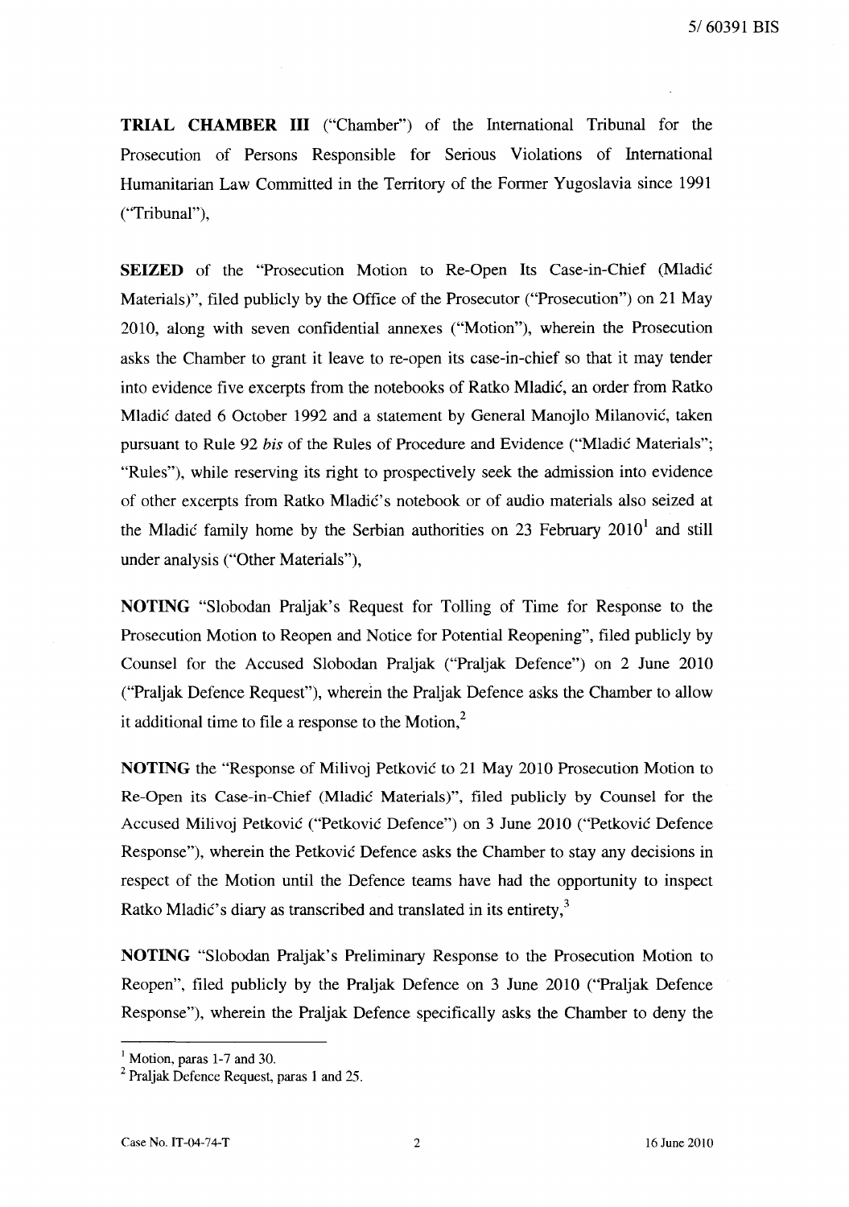**TRIAL CHAMBER III** ("Chamber") of the International Tribunal for the Prosecution of Persons Responsible for Serious Violations of International Humanitarian Law Committed in the Territory of the Former Yugoslavia since 1991 ("Tribunal"),

**SEIZED** of the "Prosecution Motion to Re-Open Its Case-in-Chief (Mladić Materials)", filed publicly by the Office of the Prosecutor ("Prosecution") on 21 May 2010, along with seven confidential annexes ("Motion"), wherein the Prosecution asks the Chamber to grant it leave to re-open its case-in-chief so that it may tender into evidence five excerpts from the notebooks of Ratko Mladić, an order from Ratko Mladić dated 6 October 1992 and a statement by General Manojlo Milanović, taken pursuant to Rule 92 *bis* of the Rules of Procedure and Evidence ("Mladić Materials"; "Rules"), while reserving its right to prospectively seek the admission into evidence of other excerpts from Ratko Mladić's notebook or of audio materials also seized at the Mladić family home by the Serbian authorities on 23 February 2010[1] and still under analysis ("Other Materials"),

**NOTING** "Slobodan Praljak's Request for Tolling of Time for Response to the Prosecution Motion to Reopen and Notice for Potential Reopening", filed publicly by Counsel for the Accused Slobodan Praljak ("Praljak Defence") on 2 June 2010 ("Praljak Defence Request"), wherein the Praljak Defence asks the Chamber to allow it additional time to file a response to the Motion,[2]

**NOTING** the "Response of Milivoj Petković to 21 May 2010 Prosecution Motion to Re-Open its Case-in-Chief (Mladić Materials)", filed publicly by Counsel for the Accused Milivoj Petković ("Petković Defence") on 3 June 2010 ("Petković Defence Response"), wherein the Petković Defence asks the Chamber to stay any decisions in respect of the Motion until the Defence teams have had the opportunity to inspect Ratko Mladić's diary as transcribed and translated in its entirety,[3]

**NOTING** "Slobodan Praljak's Preliminary Response to the Prosecution Motion to Reopen", filed publicly by the Praljak Defence on 3 June 2010 ("Praljak Defence Response"), wherein the Praljak Defence specifically asks the Chamber to deny the

---

[1] Motion, paras 1-7 and 30.

[2] Praljak Defence Request, paras 1 and 25.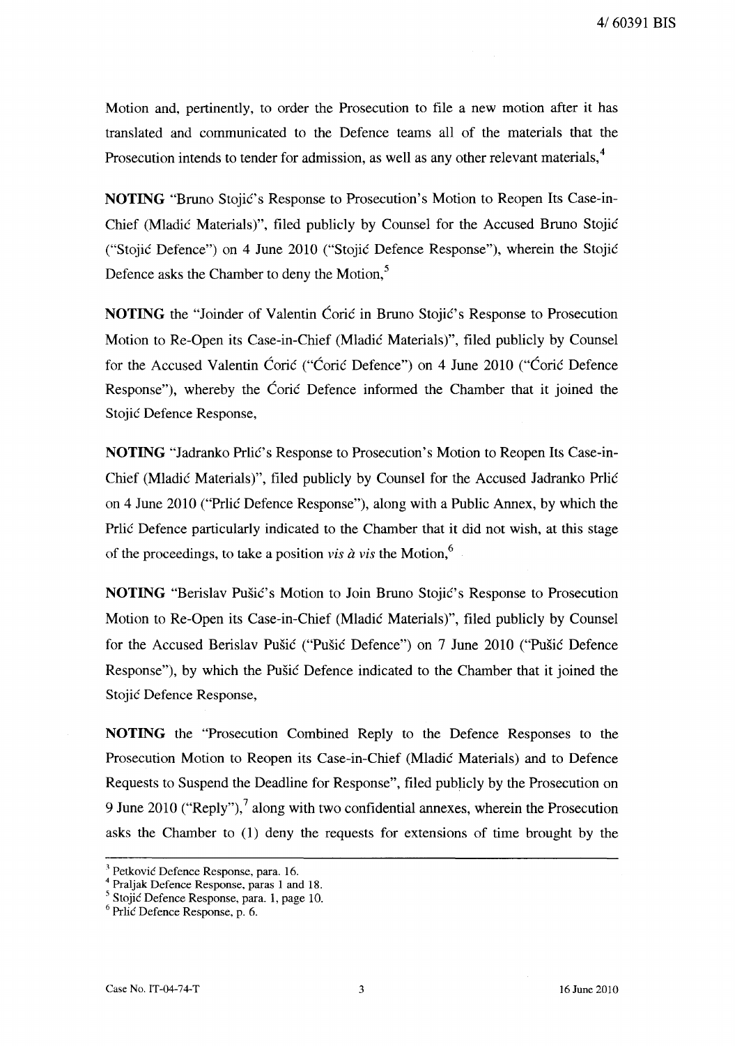Motion and, pertinently, to order the Prosecution to file a new motion after it has translated and communicated to the Defence teams all of the materials that the Prosecution intends to tender for admission, as well as any other relevant materials,[4]

**NOTING** "Bruno Stojić's Response to Prosecution's Motion to Reopen Its Case-in-Chief (Mladić Materials)", filed publicly by Counsel for the Accused Bruno Stojić ("Stojić Defence") on 4 June 2010 ("Stojić Defence Response"), wherein the Stojić Defence asks the Chamber to deny the Motion,[5]

**NOTING** the "Joinder of Valentin Ćorić in Bruno Stojić's Response to Prosecution Motion to Re-Open its Case-in-Chief (Mladić Materials)", filed publicly by Counsel for the Accused Valentin Ćorić ("Ćorić Defence") on 4 June 2010 ("Ćorić Defence Response"), whereby the Ćorić Defence informed the Chamber that it joined the Stojić Defence Response,

**NOTING** "Jadranko Prlić's Response to Prosecution's Motion to Reopen Its Case-in-Chief (Mladić Materials)", filed publicly by Counsel for the Accused Jadranko Prlić on 4 June 2010 ("Prlić Defence Response"), along with a Public Annex, by which the Prlić Defence particularly indicated to the Chamber that it did not wish, at this stage of the proceedings, to take a position *vis à vis* the Motion,[6]

**NOTING** "Berislav Pušić's Motion to Join Bruno Stojić's Response to Prosecution Motion to Re-Open its Case-in-Chief (Mladić Materials)", filed publicly by Counsel for the Accused Berislav Pušić ("Pušić Defence") on 7 June 2010 ("Pušić Defence Response"), by which the Pušić Defence indicated to the Chamber that it joined the Stojić Defence Response,

**NOTING** the "Prosecution Combined Reply to the Defence Responses to the Prosecution Motion to Reopen its Case-in-Chief (Mladić Materials) and to Defence Requests to Suspend the Deadline for Response", filed publicly by the Prosecution on 9 June 2010 ("Reply"),[7] along with two confidential annexes, wherein the Prosecution asks the Chamber to (1) deny the requests for extensions of time brought by the

---

[3] Petković Defence Response, para. 16.

[4] Praljak Defence Response, paras 1 and 18.

[5] Stojić Defence Response, para. 1, page 10.

[6] Prlić Defence Response, p. 6.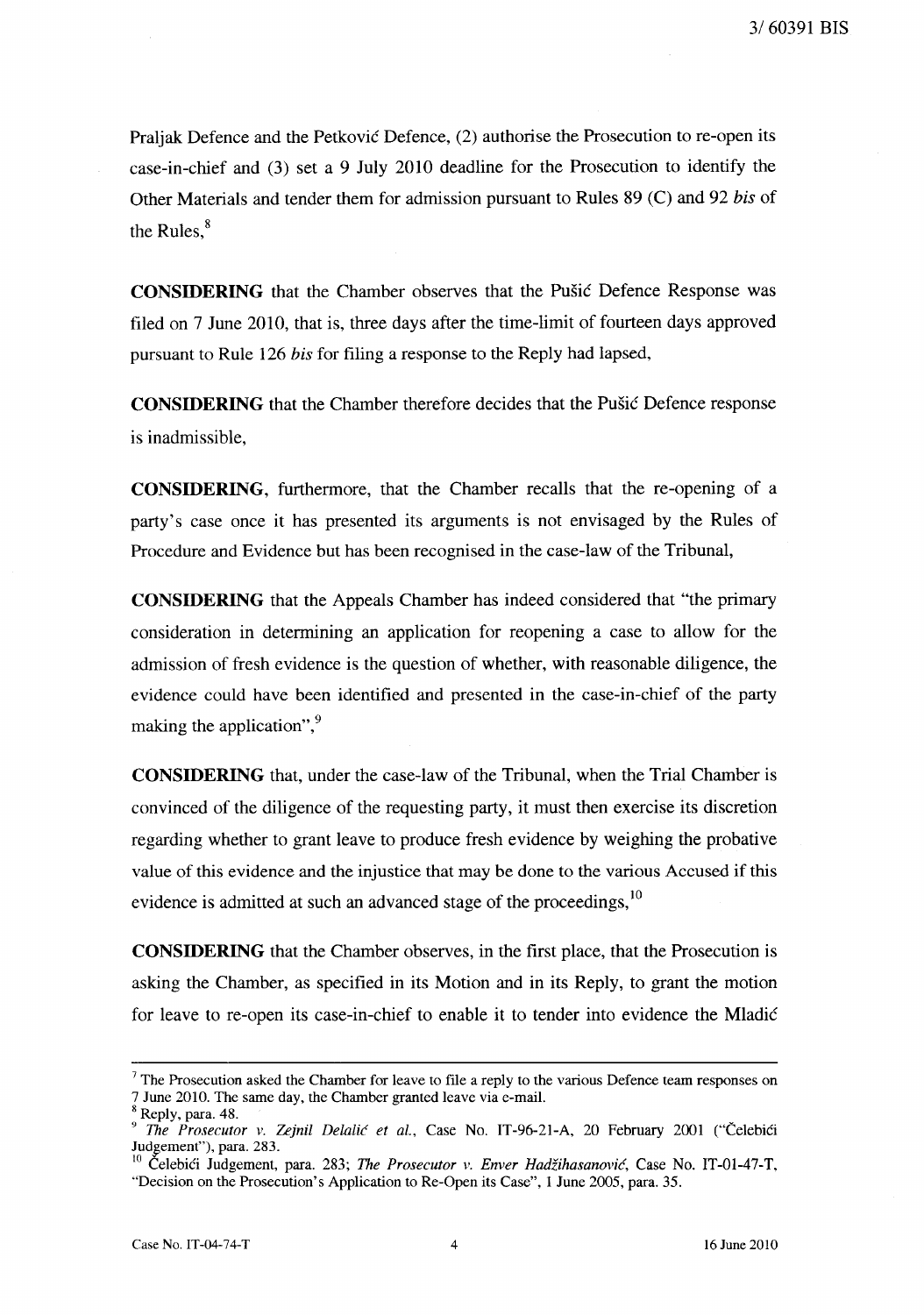Praljak Defence and the Petković Defence, (2) authorise the Prosecution to re-open its case-in-chief and (3) set a 9 July 2010 deadline for the Prosecution to identify the Other Materials and tender them for admission pursuant to Rules 89 (C) and 92 *bis* of the Rules,[8]

**CONSIDERING** that the Chamber observes that the Pušić Defence Response was filed on 7 June 2010, that is, three days after the time-limit of fourteen days approved pursuant to Rule 126 *bis* for filing a response to the Reply had lapsed,

**CONSIDERING** that the Chamber therefore decides that the Pušić Defence response is inadmissible,

**CONSIDERING**, furthermore, that the Chamber recalls that the re-opening of a party's case once it has presented its arguments is not envisaged by the Rules of Procedure and Evidence but has been recognised in the case-law of the Tribunal,

**CONSIDERING** that the Appeals Chamber has indeed considered that "the primary consideration in determining an application for reopening a case to allow for the admission of fresh evidence is the question of whether, with reasonable diligence, the evidence could have been identified and presented in the case-in-chief of the party making the application",[9]

**CONSIDERING** that, under the case-law of the Tribunal, when the Trial Chamber is convinced of the diligence of the requesting party, it must then exercise its discretion regarding whether to grant leave to produce fresh evidence by weighing the probative value of this evidence and the injustice that may be done to the various Accused if this evidence is admitted at such an advanced stage of the proceedings,[10]

**CONSIDERING** that the Chamber observes, in the first place, that the Prosecution is asking the Chamber, as specified in its Motion and in its Reply, to grant the motion for leave to re-open its case-in-chief to enable it to tender into evidence the Mladić

---

[7] The Prosecution asked the Chamber for leave to file a reply to the various Defence team responses on 7 June 2010. The same day, the Chamber granted leave via e-mail.

[8] Reply, para. 48.

[9] *The Prosecutor v. Zejnil Delalić et al.*, Case No. IT-96-21-A, 20 February 2001 ("Čelebići Judgement"), para. 283.

[10] Čelebići Judgement, para. 283; *The Prosecutor v. Enver Hadžihasanović*, Case No. IT-01-47-T, "Decision on the Prosecution's Application to Re-Open its Case", 1 June 2005, para. 35.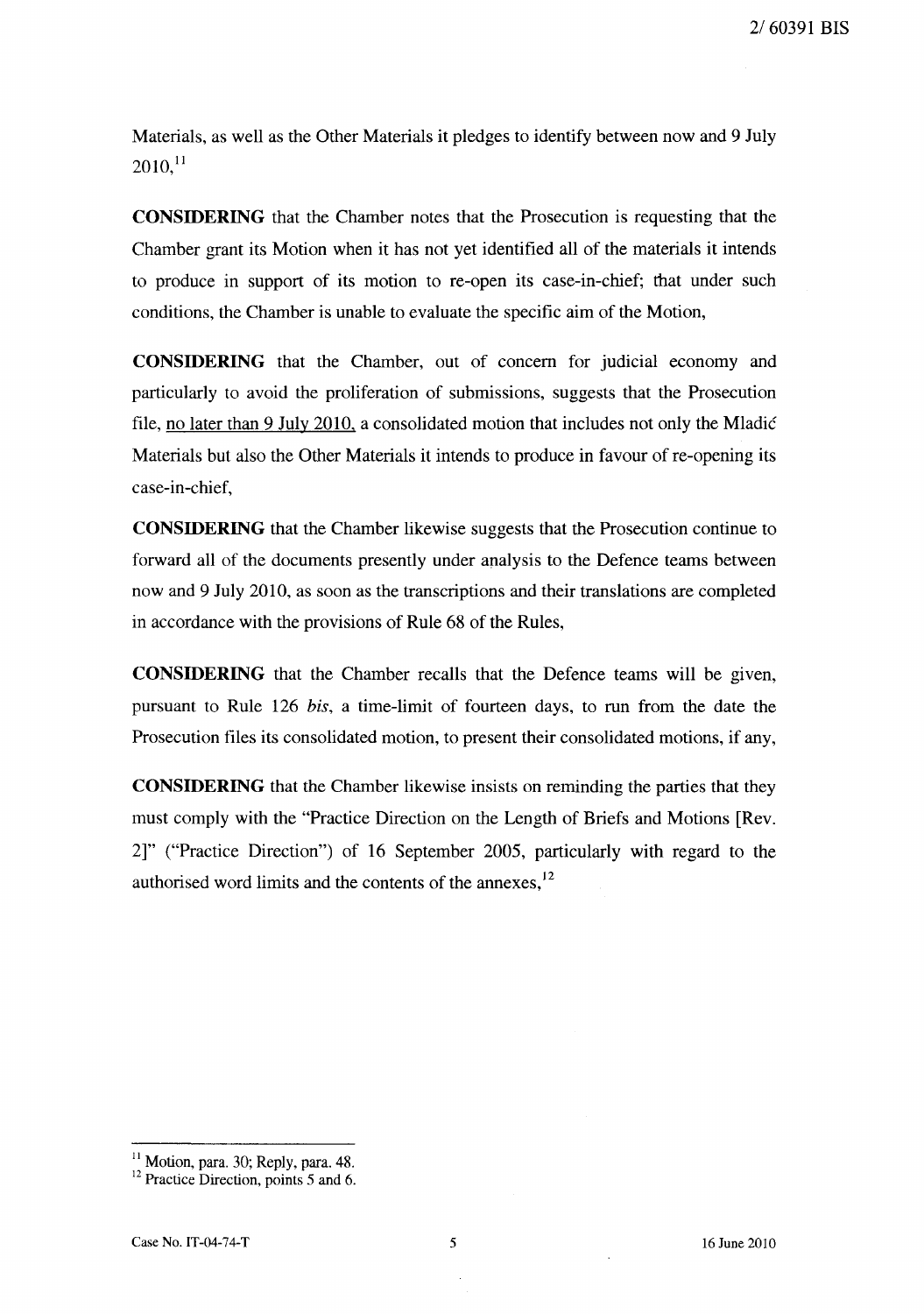Materials, as well as the Other Materials it pledges to identify between now and 9 July 2010,[11]

**CONSIDERING** that the Chamber notes that the Prosecution is requesting that the Chamber grant its Motion when it has not yet identified all of the materials it intends to produce in support of its motion to re-open its case-in-chief; that under such conditions, the Chamber is unable to evaluate the specific aim of the Motion,

**CONSIDERING** that the Chamber, out of concern for judicial economy and particularly to avoid the proliferation of submissions, suggests that the Prosecution file, <u>no later than 9 July 2010,</u> a consolidated motion that includes not only the Mladić Materials but also the Other Materials it intends to produce in favour of re-opening its case-in-chief,

**CONSIDERING** that the Chamber likewise suggests that the Prosecution continue to forward all of the documents presently under analysis to the Defence teams between now and 9 July 2010, as soon as the transcriptions and their translations are completed in accordance with the provisions of Rule 68 of the Rules,

**CONSIDERING** that the Chamber recalls that the Defence teams will be given, pursuant to Rule 126 *bis*, a time-limit of fourteen days, to run from the date the Prosecution files its consolidated motion, to present their consolidated motions, if any,

**CONSIDERING** that the Chamber likewise insists on reminding the parties that they must comply with the "Practice Direction on the Length of Briefs and Motions [Rev. 2]" ("Practice Direction") of 16 September 2005, particularly with regard to the authorised word limits and the contents of the annexes,[12]

---

[11] Motion, para. 30; Reply, para. 48.

[12] Practice Direction, points 5 and 6.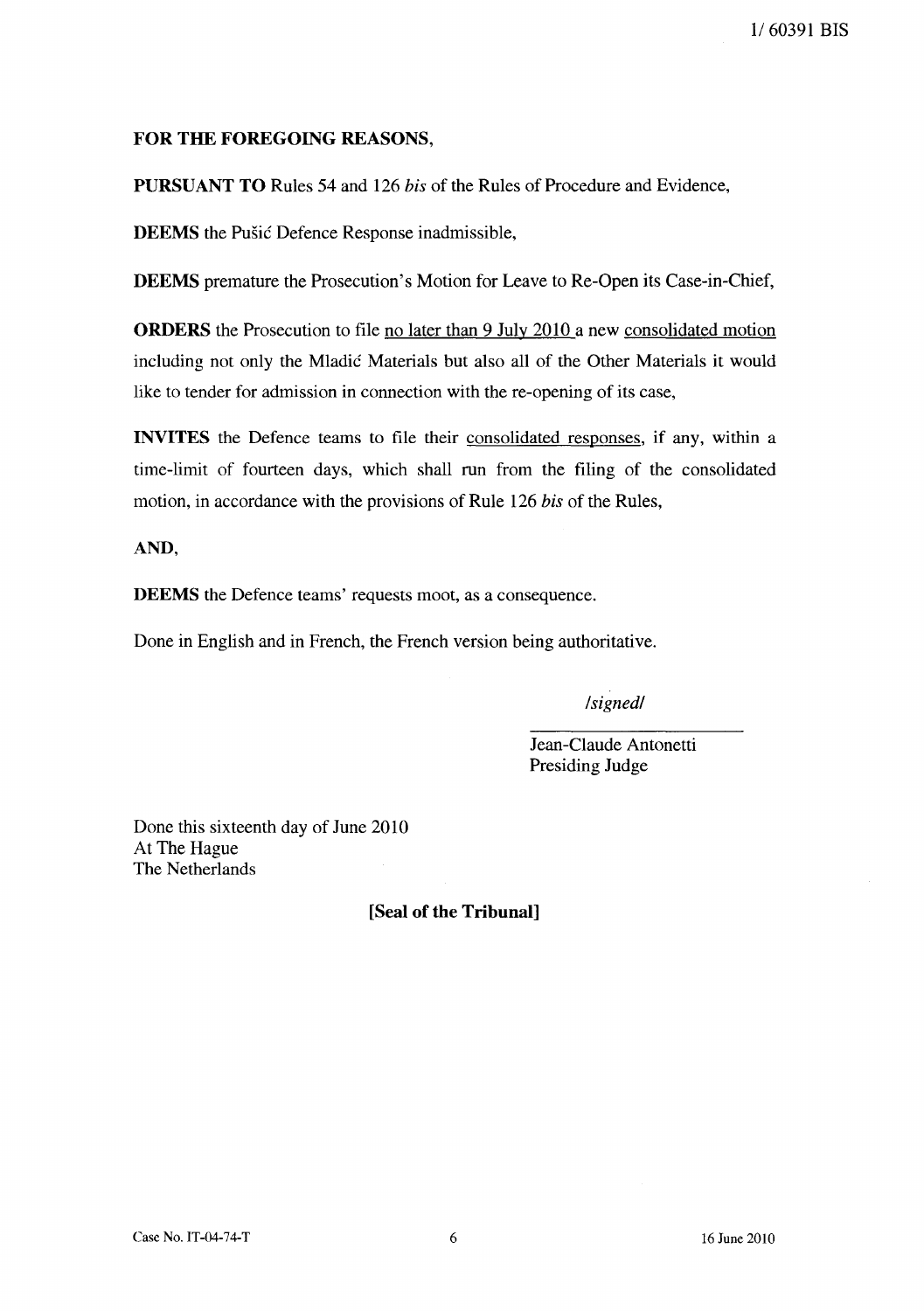**FOR THE FOREGOING REASONS,**

**PURSUANT TO** Rules 54 and 126 *bis* of the Rules of Procedure and Evidence,

**DEEMS** the Pušić Defence Response inadmissible,

**DEEMS** premature the Prosecution's Motion for Leave to Re-Open its Case-in-Chief,

**ORDERS** the Prosecution to file no later than 9 July 2010 a new consolidated motion including not only the Mladić Materials but also all of the Other Materials it would like to tender for admission in connection with the re-opening of its case,

**INVITES** the Defence teams to file their consolidated responses, if any, within a time-limit of fourteen days, which shall run from the filing of the consolidated motion, in accordance with the provisions of Rule 126 *bis* of the Rules,

**AND,**

**DEEMS** the Defence teams' requests moot, as a consequence.

Done in English and in French, the French version being authoritative.

*/signed/*

Jean-Claude Antonetti
Presiding Judge

Done this sixteenth day of June 2010
At The Hague
The Netherlands

**[Seal of the Tribunal]**